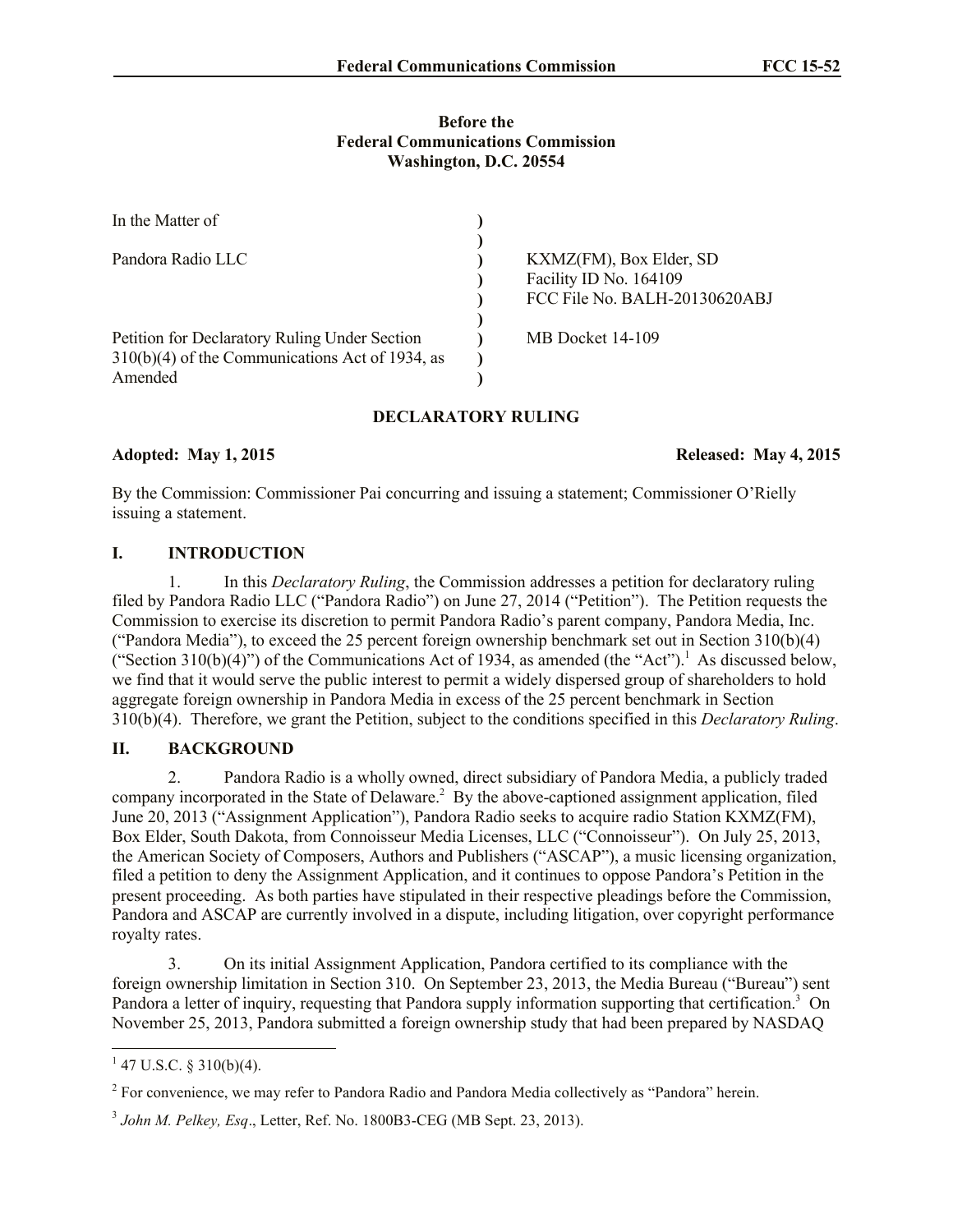**Before the**
**Federal Communications Commission**
**Washington, D.C. 20554**

| | | |
|---|---|---|
| In the Matter of | ) | |
| | ) | |
| Pandora Radio LLC | ) | KXMZ(FM), Box Elder, SD |
| | ) | Facility ID No. 164109 |
| | ) | FCC File No. BALH-20130620ABJ |
| | ) | |
| Petition for Declaratory Ruling Under Section 310(b)(4) of the Communications Act of 1934, as Amended | ) | MB Docket 14-109 |

## DECLARATORY RULING

**Adopted: May 1, 2015** **Released: May 4, 2015**

By the Commission: Commissioner Pai concurring and issuing a statement; Commissioner O'Rielly issuing a statement.

## I. INTRODUCTION

1. In this *Declaratory Ruling*, the Commission addresses a petition for declaratory ruling filed by Pandora Radio LLC ("Pandora Radio") on June 27, 2014 ("Petition"). The Petition requests the Commission to exercise its discretion to permit Pandora Radio's parent company, Pandora Media, Inc. ("Pandora Media"), to exceed the 25 percent foreign ownership benchmark set out in Section 310(b)(4) ("Section 310(b)(4)") of the Communications Act of 1934, as amended (the "Act").[1] As discussed below, we find that it would serve the public interest to permit a widely dispersed group of shareholders to hold aggregate foreign ownership in Pandora Media in excess of the 25 percent benchmark in Section 310(b)(4). Therefore, we grant the Petition, subject to the conditions specified in this *Declaratory Ruling*.

## II. BACKGROUND

2. Pandora Radio is a wholly owned, direct subsidiary of Pandora Media, a publicly traded company incorporated in the State of Delaware.[2] By the above-captioned assignment application, filed June 20, 2013 ("Assignment Application"), Pandora Radio seeks to acquire radio Station KXMZ(FM), Box Elder, South Dakota, from Connoisseur Media Licenses, LLC ("Connoisseur"). On July 25, 2013, the American Society of Composers, Authors and Publishers ("ASCAP"), a music licensing organization, filed a petition to deny the Assignment Application, and it continues to oppose Pandora's Petition in the present proceeding. As both parties have stipulated in their respective pleadings before the Commission, Pandora and ASCAP are currently involved in a dispute, including litigation, over copyright performance royalty rates.

3. On its initial Assignment Application, Pandora certified to its compliance with the foreign ownership limitation in Section 310. On September 23, 2013, the Media Bureau ("Bureau") sent Pandora a letter of inquiry, requesting that Pandora supply information supporting that certification.[3] On November 25, 2013, Pandora submitted a foreign ownership study that had been prepared by NASDAQ

---

[1] 47 U.S.C. § 310(b)(4).

[2] For convenience, we may refer to Pandora Radio and Pandora Media collectively as "Pandora" herein.

[3] *John M. Pelkey, Esq*., Letter, Ref. No. 1800B3-CEG (MB Sept. 23, 2013).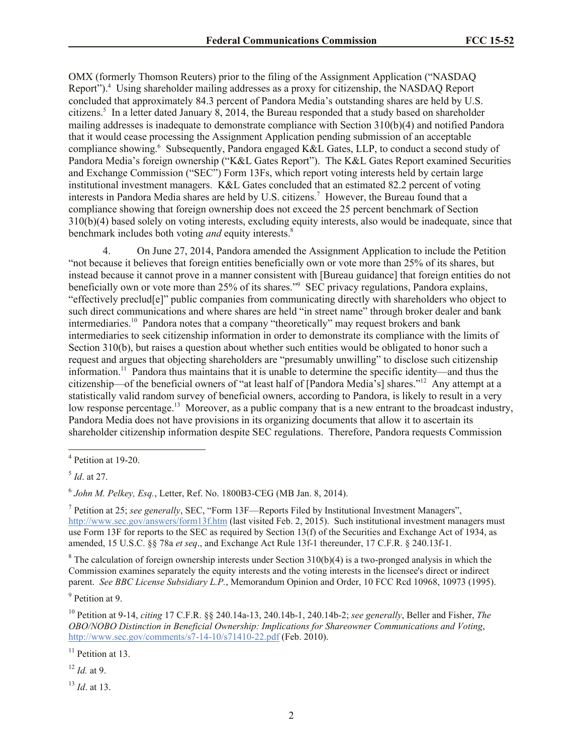OMX (formerly Thomson Reuters) prior to the filing of the Assignment Application ("NASDAQ Report").[4] Using shareholder mailing addresses as a proxy for citizenship, the NASDAQ Report concluded that approximately 84.3 percent of Pandora Media's outstanding shares are held by U.S. citizens.[5] In a letter dated January 8, 2014, the Bureau responded that a study based on shareholder mailing addresses is inadequate to demonstrate compliance with Section 310(b)(4) and notified Pandora that it would cease processing the Assignment Application pending submission of an acceptable compliance showing.[6] Subsequently, Pandora engaged K&L Gates, LLP, to conduct a second study of Pandora Media's foreign ownership ("K&L Gates Report"). The K&L Gates Report examined Securities and Exchange Commission ("SEC") Form 13Fs, which report voting interests held by certain large institutional investment managers. K&L Gates concluded that an estimated 82.2 percent of voting interests in Pandora Media shares are held by U.S. citizens.[7] However, the Bureau found that a compliance showing that foreign ownership does not exceed the 25 percent benchmark of Section 310(b)(4) based solely on voting interests, excluding equity interests, also would be inadequate, since that benchmark includes both voting *and* equity interests.[8]

4. On June 27, 2014, Pandora amended the Assignment Application to include the Petition "not because it believes that foreign entities beneficially own or vote more than 25% of its shares, but instead because it cannot prove in a manner consistent with [Bureau guidance] that foreign entities do not beneficially own or vote more than 25% of its shares."[9] SEC privacy regulations, Pandora explains, "effectively preclud[e]" public companies from communicating directly with shareholders who object to such direct communications and where shares are held "in street name" through broker dealer and bank intermediaries.[10] Pandora notes that a company "theoretically" may request brokers and bank intermediaries to seek citizenship information in order to demonstrate its compliance with the limits of Section 310(b), but raises a question about whether such entities would be obligated to honor such a request and argues that objecting shareholders are "presumably unwilling" to disclose such citizenship information.[11] Pandora thus maintains that it is unable to determine the specific identity—and thus the citizenship—of the beneficial owners of "at least half of [Pandora Media's] shares."[12] Any attempt at a statistically valid random survey of beneficial owners, according to Pandora, is likely to result in a very low response percentage.[13] Moreover, as a public company that is a new entrant to the broadcast industry, Pandora Media does not have provisions in its organizing documents that allow it to ascertain its shareholder citizenship information despite SEC regulations. Therefore, Pandora requests Commission

---

[4] Petition at 19-20.

[5] *Id*. at 27.

[6] *John M. Pelkey, Esq.*, Letter, Ref. No. 1800B3-CEG (MB Jan. 8, 2014).

[7] Petition at 25; *see generally*, SEC, "Form 13F—Reports Filed by Institutional Investment Managers", http://www.sec.gov/answers/form13f.htm (last visited Feb. 2, 2015). Such institutional investment managers must use Form 13F for reports to the SEC as required by Section 13(f) of the Securities and Exchange Act of 1934, as amended, 15 U.S.C. §§ 78a *et seq*., and Exchange Act Rule 13f-1 thereunder, 17 C.F.R. § 240.13f-1.

[8] The calculation of foreign ownership interests under Section 310(b)(4) is a two-pronged analysis in which the Commission examines separately the equity interests and the voting interests in the licensee's direct or indirect parent. *See BBC License Subsidiary L.P.*, Memorandum Opinion and Order, 10 FCC Rcd 10968, 10973 (1995).

[9] Petition at 9.

[10] Petition at 9-14, *citing* 17 C.F.R. §§ 240.14a-13, 240.14b-1, 240.14b-2; *see generally*, Beller and Fisher, *The OBO/NOBO Distinction in Beneficial Ownership: Implications for Shareowner Communications and Voting*, http://www.sec.gov/comments/s7-14-10/s71410-22.pdf (Feb. 2010).

[11] Petition at 13.

[12] *Id.* at 9.

[13] *Id*. at 13.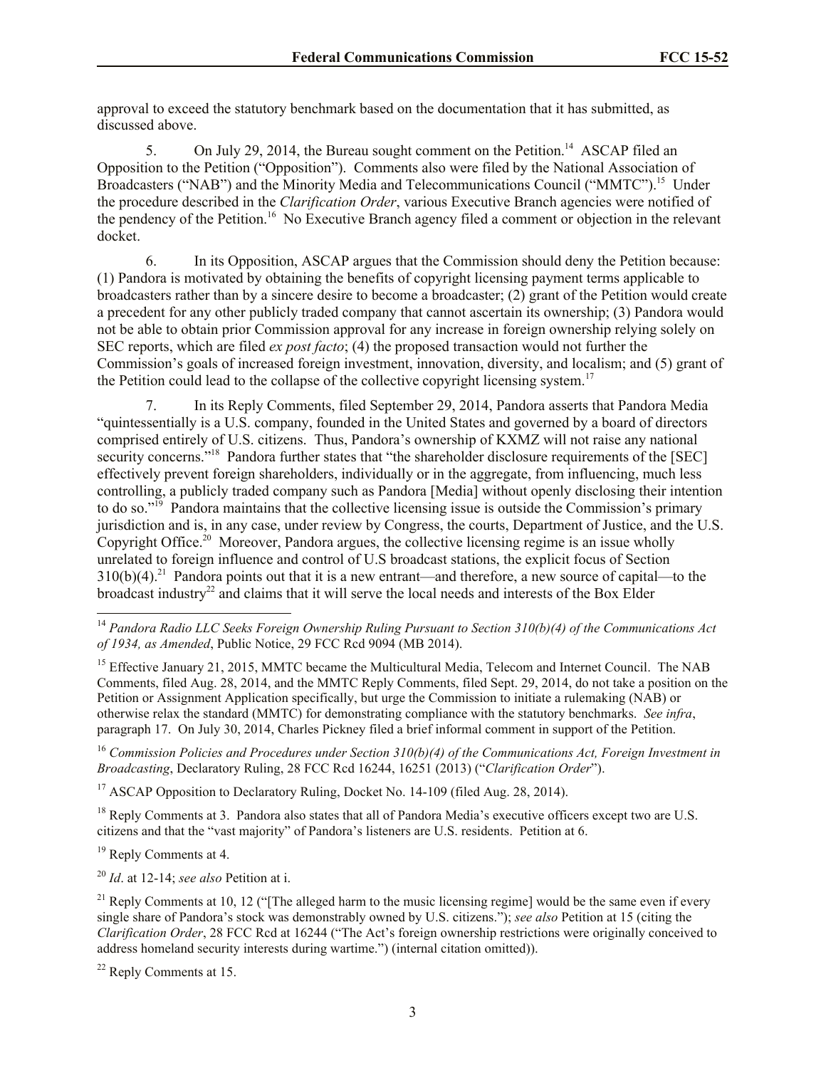approval to exceed the statutory benchmark based on the documentation that it has submitted, as discussed above.

5. On July 29, 2014, the Bureau sought comment on the Petition.[14] ASCAP filed an Opposition to the Petition ("Opposition"). Comments also were filed by the National Association of Broadcasters ("NAB") and the Minority Media and Telecommunications Council ("MMTC").[15] Under the procedure described in the *Clarification Order*, various Executive Branch agencies were notified of the pendency of the Petition.[16] No Executive Branch agency filed a comment or objection in the relevant docket.

6. In its Opposition, ASCAP argues that the Commission should deny the Petition because: (1) Pandora is motivated by obtaining the benefits of copyright licensing payment terms applicable to broadcasters rather than by a sincere desire to become a broadcaster; (2) grant of the Petition would create a precedent for any other publicly traded company that cannot ascertain its ownership; (3) Pandora would not be able to obtain prior Commission approval for any increase in foreign ownership relying solely on SEC reports, which are filed *ex post facto*; (4) the proposed transaction would not further the Commission's goals of increased foreign investment, innovation, diversity, and localism; and (5) grant of the Petition could lead to the collapse of the collective copyright licensing system.[17]

7. In its Reply Comments, filed September 29, 2014, Pandora asserts that Pandora Media "quintessentially is a U.S. company, founded in the United States and governed by a board of directors comprised entirely of U.S. citizens. Thus, Pandora's ownership of KXMZ will not raise any national security concerns."[18] Pandora further states that "the shareholder disclosure requirements of the [SEC] effectively prevent foreign shareholders, individually or in the aggregate, from influencing, much less controlling, a publicly traded company such as Pandora [Media] without openly disclosing their intention to do so."[19] Pandora maintains that the collective licensing issue is outside the Commission's primary jurisdiction and is, in any case, under review by Congress, the courts, Department of Justice, and the U.S. Copyright Office.[20] Moreover, Pandora argues, the collective licensing regime is an issue wholly unrelated to foreign influence and control of U.S broadcast stations, the explicit focus of Section 310(b)(4).[21] Pandora points out that it is a new entrant—and therefore, a new source of capital—to the broadcast industry[22] and claims that it will serve the local needs and interests of the Box Elder

---

[14] *Pandora Radio LLC Seeks Foreign Ownership Ruling Pursuant to Section 310(b)(4) of the Communications Act of 1934, as Amended*, Public Notice, 29 FCC Rcd 9094 (MB 2014).

[15] Effective January 21, 2015, MMTC became the Multicultural Media, Telecom and Internet Council. The NAB Comments, filed Aug. 28, 2014, and the MMTC Reply Comments, filed Sept. 29, 2014, do not take a position on the Petition or Assignment Application specifically, but urge the Commission to initiate a rulemaking (NAB) or otherwise relax the standard (MMTC) for demonstrating compliance with the statutory benchmarks. *See infra*, paragraph 17. On July 30, 2014, Charles Pickney filed a brief informal comment in support of the Petition.

[16] *Commission Policies and Procedures under Section 310(b)(4) of the Communications Act, Foreign Investment in Broadcasting*, Declaratory Ruling, 28 FCC Rcd 16244, 16251 (2013) ("*Clarification Order*").

[17] ASCAP Opposition to Declaratory Ruling, Docket No. 14-109 (filed Aug. 28, 2014).

[18] Reply Comments at 3. Pandora also states that all of Pandora Media's executive officers except two are U.S. citizens and that the "vast majority" of Pandora's listeners are U.S. residents. Petition at 6.

[19] Reply Comments at 4.

[20] *Id*. at 12-14; *see also* Petition at i.

[21] Reply Comments at 10, 12 ("[The alleged harm to the music licensing regime] would be the same even if every single share of Pandora's stock was demonstrably owned by U.S. citizens."); *see also* Petition at 15 (citing the *Clarification Order*, 28 FCC Rcd at 16244 ("The Act's foreign ownership restrictions were originally conceived to address homeland security interests during wartime.") (internal citation omitted)).

[22] Reply Comments at 15.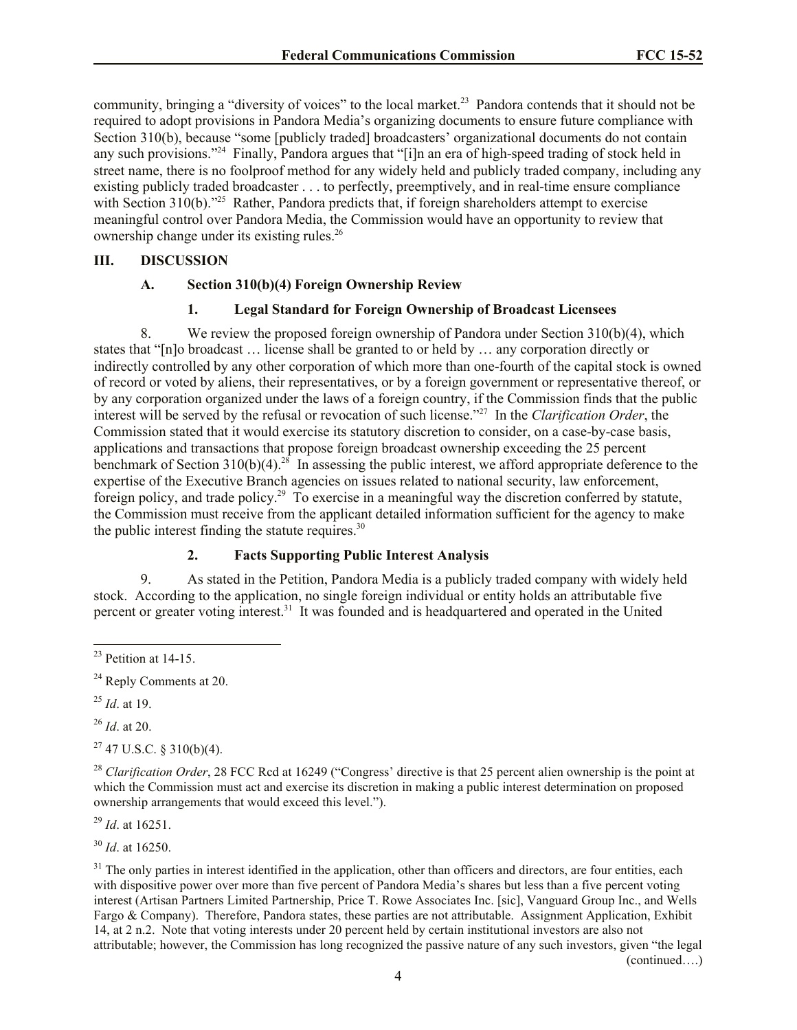community, bringing a "diversity of voices" to the local market.[23] Pandora contends that it should not be required to adopt provisions in Pandora Media's organizing documents to ensure future compliance with Section 310(b), because "some [publicly traded] broadcasters' organizational documents do not contain any such provisions."[24] Finally, Pandora argues that "[i]n an era of high-speed trading of stock held in street name, there is no foolproof method for any widely held and publicly traded company, including any existing publicly traded broadcaster . . . to perfectly, preemptively, and in real-time ensure compliance with Section 310(b)."[25] Rather, Pandora predicts that, if foreign shareholders attempt to exercise meaningful control over Pandora Media, the Commission would have an opportunity to review that ownership change under its existing rules.[26]

## III. DISCUSSION

### A. Section 310(b)(4) Foreign Ownership Review

#### 1. Legal Standard for Foreign Ownership of Broadcast Licensees

8. We review the proposed foreign ownership of Pandora under Section 310(b)(4), which states that "[n]o broadcast … license shall be granted to or held by … any corporation directly or indirectly controlled by any other corporation of which more than one-fourth of the capital stock is owned of record or voted by aliens, their representatives, or by a foreign government or representative thereof, or by any corporation organized under the laws of a foreign country, if the Commission finds that the public interest will be served by the refusal or revocation of such license."[27] In the *Clarification Order*, the Commission stated that it would exercise its statutory discretion to consider, on a case-by-case basis, applications and transactions that propose foreign broadcast ownership exceeding the 25 percent benchmark of Section 310(b)(4).[28] In assessing the public interest, we afford appropriate deference to the expertise of the Executive Branch agencies on issues related to national security, law enforcement, foreign policy, and trade policy.[29] To exercise in a meaningful way the discretion conferred by statute, the Commission must receive from the applicant detailed information sufficient for the agency to make the public interest finding the statute requires.[30]

#### 2. Facts Supporting Public Interest Analysis

9. As stated in the Petition, Pandora Media is a publicly traded company with widely held stock. According to the application, no single foreign individual or entity holds an attributable five percent or greater voting interest.[31] It was founded and is headquartered and operated in the United

---

[23] Petition at 14-15.

[24] Reply Comments at 20.

[25] *Id*. at 19.

[26] *Id*. at 20.

[27] 47 U.S.C. § 310(b)(4).

[28] *Clarification Order*, 28 FCC Rcd at 16249 ("Congress' directive is that 25 percent alien ownership is the point at which the Commission must act and exercise its discretion in making a public interest determination on proposed ownership arrangements that would exceed this level.").

[29] *Id*. at 16251.

[30] *Id*. at 16250.

[31] The only parties in interest identified in the application, other than officers and directors, are four entities, each with dispositive power over more than five percent of Pandora Media's shares but less than a five percent voting interest (Artisan Partners Limited Partnership, Price T. Rowe Associates Inc. [sic], Vanguard Group Inc., and Wells Fargo & Company). Therefore, Pandora states, these parties are not attributable. Assignment Application, Exhibit 14, at 2 n.2. Note that voting interests under 20 percent held by certain institutional investors are also not attributable; however, the Commission has long recognized the passive nature of any such investors, given "the legal

(continued….)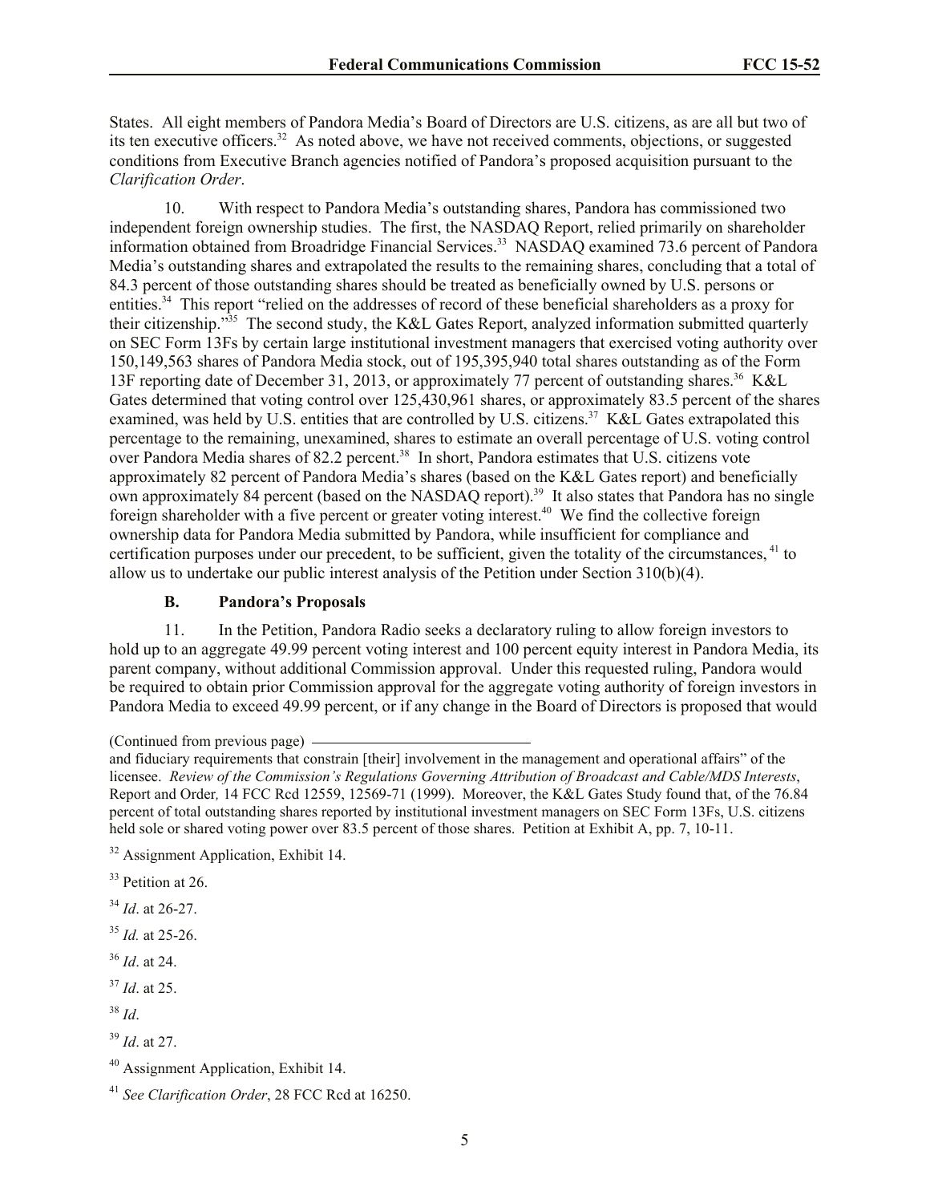States. All eight members of Pandora Media's Board of Directors are U.S. citizens, as are all but two of its ten executive officers.[32] As noted above, we have not received comments, objections, or suggested conditions from Executive Branch agencies notified of Pandora's proposed acquisition pursuant to the *Clarification Order*.

10. With respect to Pandora Media's outstanding shares, Pandora has commissioned two independent foreign ownership studies. The first, the NASDAQ Report, relied primarily on shareholder information obtained from Broadridge Financial Services.[33] NASDAQ examined 73.6 percent of Pandora Media's outstanding shares and extrapolated the results to the remaining shares, concluding that a total of 84.3 percent of those outstanding shares should be treated as beneficially owned by U.S. persons or entities.[34] This report "relied on the addresses of record of these beneficial shareholders as a proxy for their citizenship."[35] The second study, the K&L Gates Report, analyzed information submitted quarterly on SEC Form 13Fs by certain large institutional investment managers that exercised voting authority over 150,149,563 shares of Pandora Media stock, out of 195,395,940 total shares outstanding as of the Form 13F reporting date of December 31, 2013, or approximately 77 percent of outstanding shares.[36] K&L Gates determined that voting control over 125,430,961 shares, or approximately 83.5 percent of the shares examined, was held by U.S. entities that are controlled by U.S. citizens.[37] K&L Gates extrapolated this percentage to the remaining, unexamined, shares to estimate an overall percentage of U.S. voting control over Pandora Media shares of 82.2 percent.[38] In short, Pandora estimates that U.S. citizens vote approximately 82 percent of Pandora Media's shares (based on the K&L Gates report) and beneficially own approximately 84 percent (based on the NASDAQ report).[39] It also states that Pandora has no single foreign shareholder with a five percent or greater voting interest.[40] We find the collective foreign ownership data for Pandora Media submitted by Pandora, while insufficient for compliance and certification purposes under our precedent, to be sufficient, given the totality of the circumstances,[41] to allow us to undertake our public interest analysis of the Petition under Section 310(b)(4).

### B. Pandora's Proposals

11. In the Petition, Pandora Radio seeks a declaratory ruling to allow foreign investors to hold up to an aggregate 49.99 percent voting interest and 100 percent equity interest in Pandora Media, its parent company, without additional Commission approval. Under this requested ruling, Pandora would be required to obtain prior Commission approval for the aggregate voting authority of foreign investors in Pandora Media to exceed 49.99 percent, or if any change in the Board of Directors is proposed that would

(Continued from previous page)

and fiduciary requirements that constrain [their] involvement in the management and operational affairs" of the licensee. *Review of the Commission's Regulations Governing Attribution of Broadcast and Cable/MDS Interests*, Report and Order, 14 FCC Rcd 12559, 12569-71 (1999). Moreover, the K&L Gates Study found that, of the 76.84 percent of total outstanding shares reported by institutional investment managers on SEC Form 13Fs, U.S. citizens held sole or shared voting power over 83.5 percent of those shares. Petition at Exhibit A, pp. 7, 10-11.

[32] Assignment Application, Exhibit 14.

[33] Petition at 26.

[34] *Id*. at 26-27.

[35] *Id.* at 25-26.

[36] *Id*. at 24.

[37] *Id*. at 25.

[38] *Id*.

[39] *Id*. at 27.

[40] Assignment Application, Exhibit 14.

[41] *See Clarification Order*, 28 FCC Rcd at 16250.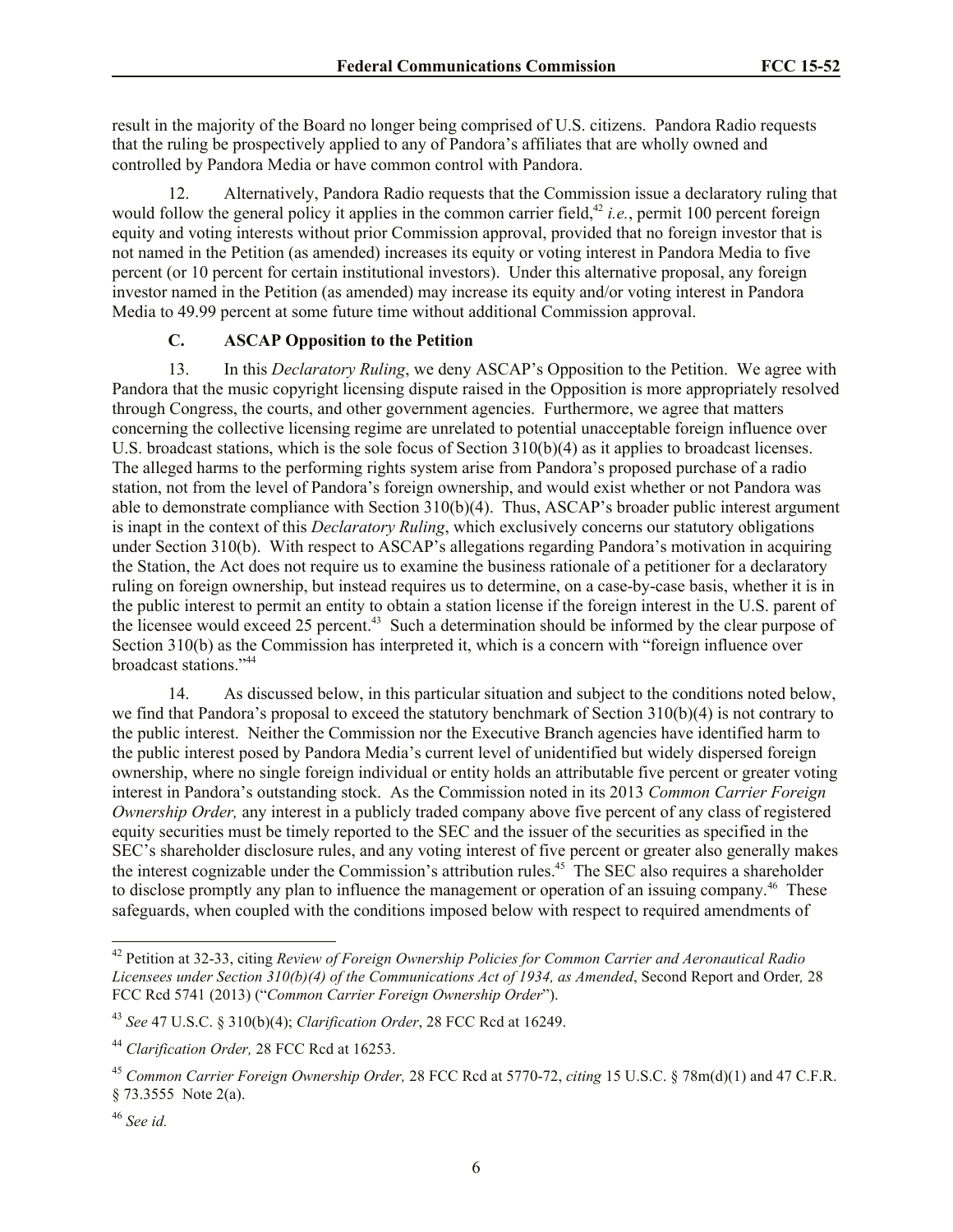result in the majority of the Board no longer being comprised of U.S. citizens. Pandora Radio requests that the ruling be prospectively applied to any of Pandora's affiliates that are wholly owned and controlled by Pandora Media or have common control with Pandora.

12. Alternatively, Pandora Radio requests that the Commission issue a declaratory ruling that would follow the general policy it applies in the common carrier field,[42] *i.e.*, permit 100 percent foreign equity and voting interests without prior Commission approval, provided that no foreign investor that is not named in the Petition (as amended) increases its equity or voting interest in Pandora Media to five percent (or 10 percent for certain institutional investors). Under this alternative proposal, any foreign investor named in the Petition (as amended) may increase its equity and/or voting interest in Pandora Media to 49.99 percent at some future time without additional Commission approval.

### C. ASCAP Opposition to the Petition

13. In this *Declaratory Ruling*, we deny ASCAP's Opposition to the Petition. We agree with Pandora that the music copyright licensing dispute raised in the Opposition is more appropriately resolved through Congress, the courts, and other government agencies. Furthermore, we agree that matters concerning the collective licensing regime are unrelated to potential unacceptable foreign influence over U.S. broadcast stations, which is the sole focus of Section 310(b)(4) as it applies to broadcast licenses. The alleged harms to the performing rights system arise from Pandora's proposed purchase of a radio station, not from the level of Pandora's foreign ownership, and would exist whether or not Pandora was able to demonstrate compliance with Section 310(b)(4). Thus, ASCAP's broader public interest argument is inapt in the context of this *Declaratory Ruling*, which exclusively concerns our statutory obligations under Section 310(b). With respect to ASCAP's allegations regarding Pandora's motivation in acquiring the Station, the Act does not require us to examine the business rationale of a petitioner for a declaratory ruling on foreign ownership, but instead requires us to determine, on a case-by-case basis, whether it is in the public interest to permit an entity to obtain a station license if the foreign interest in the U.S. parent of the licensee would exceed 25 percent.[43] Such a determination should be informed by the clear purpose of Section 310(b) as the Commission has interpreted it, which is a concern with "foreign influence over broadcast stations."[44]

14. As discussed below, in this particular situation and subject to the conditions noted below, we find that Pandora's proposal to exceed the statutory benchmark of Section 310(b)(4) is not contrary to the public interest. Neither the Commission nor the Executive Branch agencies have identified harm to the public interest posed by Pandora Media's current level of unidentified but widely dispersed foreign ownership, where no single foreign individual or entity holds an attributable five percent or greater voting interest in Pandora's outstanding stock. As the Commission noted in its 2013 *Common Carrier Foreign Ownership Order,* any interest in a publicly traded company above five percent of any class of registered equity securities must be timely reported to the SEC and the issuer of the securities as specified in the SEC's shareholder disclosure rules, and any voting interest of five percent or greater also generally makes the interest cognizable under the Commission's attribution rules.[45] The SEC also requires a shareholder to disclose promptly any plan to influence the management or operation of an issuing company.[46] These safeguards, when coupled with the conditions imposed below with respect to required amendments of

---

[42] Petition at 32-33, citing *Review of Foreign Ownership Policies for Common Carrier and Aeronautical Radio Licensees under Section 310(b)(4) of the Communications Act of 1934, as Amended*, Second Report and Order*,* 28 FCC Rcd 5741 (2013) ("*Common Carrier Foreign Ownership Order*").

[43] *See* 47 U.S.C. § 310(b)(4); *Clarification Order*, 28 FCC Rcd at 16249.

[44] *Clarification Order,* 28 FCC Rcd at 16253.

[45] *Common Carrier Foreign Ownership Order,* 28 FCC Rcd at 5770-72, *citing* 15 U.S.C. § 78m(d)(1) and 47 C.F.R. § 73.3555 Note 2(a).

[46] *See id.*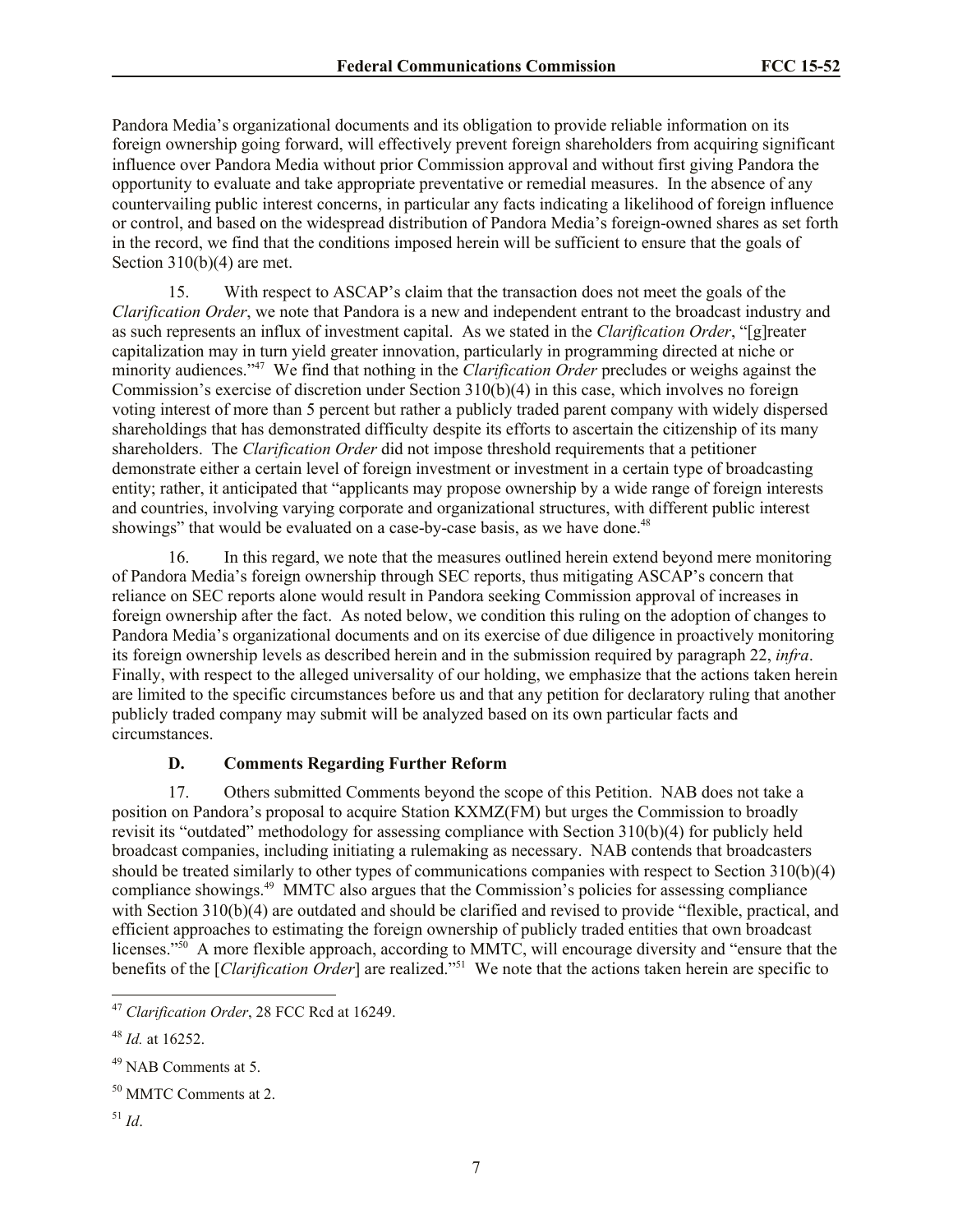Pandora Media's organizational documents and its obligation to provide reliable information on its foreign ownership going forward, will effectively prevent foreign shareholders from acquiring significant influence over Pandora Media without prior Commission approval and without first giving Pandora the opportunity to evaluate and take appropriate preventative or remedial measures. In the absence of any countervailing public interest concerns, in particular any facts indicating a likelihood of foreign influence or control, and based on the widespread distribution of Pandora Media's foreign-owned shares as set forth in the record, we find that the conditions imposed herein will be sufficient to ensure that the goals of Section 310(b)(4) are met.

15. With respect to ASCAP's claim that the transaction does not meet the goals of the *Clarification Order*, we note that Pandora is a new and independent entrant to the broadcast industry and as such represents an influx of investment capital. As we stated in the *Clarification Order*, "[g]reater capitalization may in turn yield greater innovation, particularly in programming directed at niche or minority audiences."[47] We find that nothing in the *Clarification Order* precludes or weighs against the Commission's exercise of discretion under Section 310(b)(4) in this case, which involves no foreign voting interest of more than 5 percent but rather a publicly traded parent company with widely dispersed shareholdings that has demonstrated difficulty despite its efforts to ascertain the citizenship of its many shareholders. The *Clarification Order* did not impose threshold requirements that a petitioner demonstrate either a certain level of foreign investment or investment in a certain type of broadcasting entity; rather, it anticipated that "applicants may propose ownership by a wide range of foreign interests and countries, involving varying corporate and organizational structures, with different public interest showings" that would be evaluated on a case-by-case basis, as we have done.[48]

16. In this regard, we note that the measures outlined herein extend beyond mere monitoring of Pandora Media's foreign ownership through SEC reports, thus mitigating ASCAP's concern that reliance on SEC reports alone would result in Pandora seeking Commission approval of increases in foreign ownership after the fact. As noted below, we condition this ruling on the adoption of changes to Pandora Media's organizational documents and on its exercise of due diligence in proactively monitoring its foreign ownership levels as described herein and in the submission required by paragraph 22, *infra*. Finally, with respect to the alleged universality of our holding, we emphasize that the actions taken herein are limited to the specific circumstances before us and that any petition for declaratory ruling that another publicly traded company may submit will be analyzed based on its own particular facts and circumstances.

### D. Comments Regarding Further Reform

17. Others submitted Comments beyond the scope of this Petition. NAB does not take a position on Pandora's proposal to acquire Station KXMZ(FM) but urges the Commission to broadly revisit its "outdated" methodology for assessing compliance with Section 310(b)(4) for publicly held broadcast companies, including initiating a rulemaking as necessary. NAB contends that broadcasters should be treated similarly to other types of communications companies with respect to Section 310(b)(4) compliance showings.[49] MMTC also argues that the Commission's policies for assessing compliance with Section 310(b)(4) are outdated and should be clarified and revised to provide "flexible, practical, and efficient approaches to estimating the foreign ownership of publicly traded entities that own broadcast licenses."[50] A more flexible approach, according to MMTC, will encourage diversity and "ensure that the benefits of the [*Clarification Order*] are realized."[51] We note that the actions taken herein are specific to

---

[47] *Clarification Order*, 28 FCC Rcd at 16249.

[48] *Id.* at 16252.

[49] NAB Comments at 5.

[50] MMTC Comments at 2.

[51] *Id*.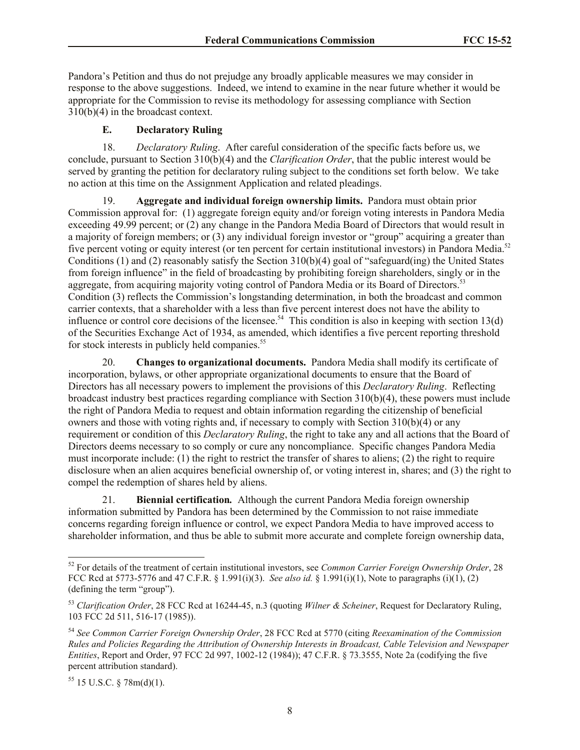Pandora's Petition and thus do not prejudge any broadly applicable measures we may consider in response to the above suggestions. Indeed, we intend to examine in the near future whether it would be appropriate for the Commission to revise its methodology for assessing compliance with Section 310(b)(4) in the broadcast context.

### E. Declaratory Ruling

18. *Declaratory Ruling*. After careful consideration of the specific facts before us, we conclude, pursuant to Section 310(b)(4) and the *Clarification Order*, that the public interest would be served by granting the petition for declaratory ruling subject to the conditions set forth below. We take no action at this time on the Assignment Application and related pleadings.

19. **Aggregate and individual foreign ownership limits.** Pandora must obtain prior Commission approval for: (1) aggregate foreign equity and/or foreign voting interests in Pandora Media exceeding 49.99 percent; or (2) any change in the Pandora Media Board of Directors that would result in a majority of foreign members; or (3) any individual foreign investor or "group" acquiring a greater than five percent voting or equity interest (or ten percent for certain institutional investors) in Pandora Media.[52] Conditions (1) and (2) reasonably satisfy the Section 310(b)(4) goal of "safeguard(ing) the United States from foreign influence" in the field of broadcasting by prohibiting foreign shareholders, singly or in the aggregate, from acquiring majority voting control of Pandora Media or its Board of Directors.[53] Condition (3) reflects the Commission's longstanding determination, in both the broadcast and common carrier contexts, that a shareholder with a less than five percent interest does not have the ability to influence or control core decisions of the licensee.[54] This condition is also in keeping with section 13(d) of the Securities Exchange Act of 1934, as amended, which identifies a five percent reporting threshold for stock interests in publicly held companies.[55]

20. **Changes to organizational documents.** Pandora Media shall modify its certificate of incorporation, bylaws, or other appropriate organizational documents to ensure that the Board of Directors has all necessary powers to implement the provisions of this *Declaratory Ruling*. Reflecting broadcast industry best practices regarding compliance with Section 310(b)(4), these powers must include the right of Pandora Media to request and obtain information regarding the citizenship of beneficial owners and those with voting rights and, if necessary to comply with Section 310(b)(4) or any requirement or condition of this *Declaratory Ruling*, the right to take any and all actions that the Board of Directors deems necessary to so comply or cure any noncompliance. Specific changes Pandora Media must incorporate include: (1) the right to restrict the transfer of shares to aliens; (2) the right to require disclosure when an alien acquires beneficial ownership of, or voting interest in, shares; and (3) the right to compel the redemption of shares held by aliens.

21. **Biennial certification.** Although the current Pandora Media foreign ownership information submitted by Pandora has been determined by the Commission to not raise immediate concerns regarding foreign influence or control, we expect Pandora Media to have improved access to shareholder information, and thus be able to submit more accurate and complete foreign ownership data,

---

[52] For details of the treatment of certain institutional investors, see *Common Carrier Foreign Ownership Order*, 28 FCC Rcd at 5773-5776 and 47 C.F.R. § 1.991(i)(3). *See also id.* § 1.991(i)(1), Note to paragraphs (i)(1), (2) (defining the term "group").

[53] *Clarification Order*, 28 FCC Rcd at 16244-45, n.3 (quoting *Wilner & Scheiner*, Request for Declaratory Ruling, 103 FCC 2d 511, 516-17 (1985)).

[54] *See Common Carrier Foreign Ownership Order*, 28 FCC Rcd at 5770 (citing *Reexamination of the Commission Rules and Policies Regarding the Attribution of Ownership Interests in Broadcast, Cable Television and Newspaper Entities*, Report and Order, 97 FCC 2d 997, 1002-12 (1984)); 47 C.F.R. § 73.3555, Note 2a (codifying the five percent attribution standard).

[55] 15 U.S.C. § 78m(d)(1).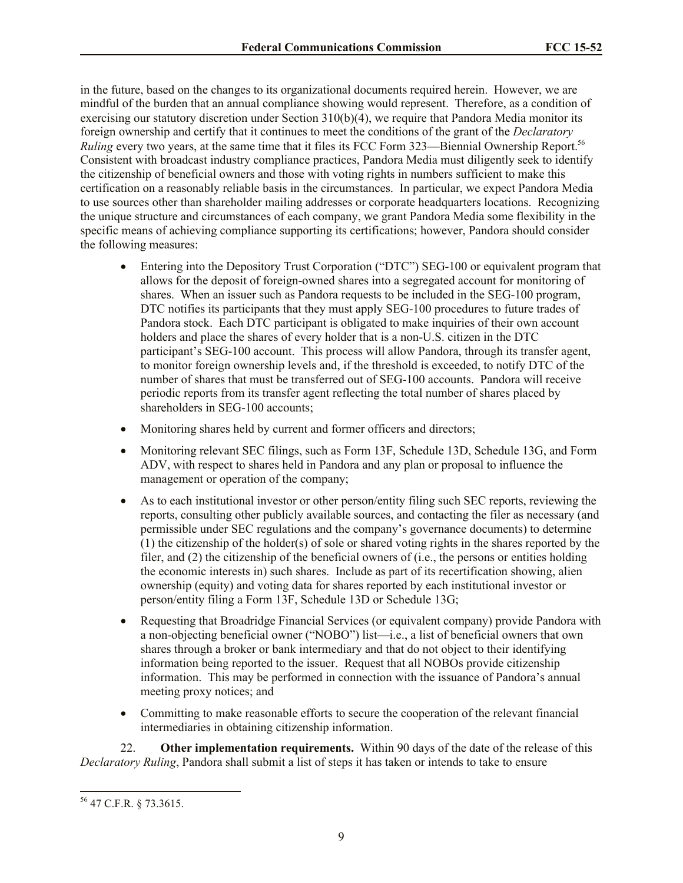in the future, based on the changes to its organizational documents required herein. However, we are mindful of the burden that an annual compliance showing would represent. Therefore, as a condition of exercising our statutory discretion under Section 310(b)(4), we require that Pandora Media monitor its foreign ownership and certify that it continues to meet the conditions of the grant of the *Declaratory Ruling* every two years, at the same time that it files its FCC Form 323—Biennial Ownership Report.[56] Consistent with broadcast industry compliance practices, Pandora Media must diligently seek to identify the citizenship of beneficial owners and those with voting rights in numbers sufficient to make this certification on a reasonably reliable basis in the circumstances. In particular, we expect Pandora Media to use sources other than shareholder mailing addresses or corporate headquarters locations. Recognizing the unique structure and circumstances of each company, we grant Pandora Media some flexibility in the specific means of achieving compliance supporting its certifications; however, Pandora should consider the following measures:

- Entering into the Depository Trust Corporation ("DTC") SEG-100 or equivalent program that allows for the deposit of foreign-owned shares into a segregated account for monitoring of shares. When an issuer such as Pandora requests to be included in the SEG-100 program, DTC notifies its participants that they must apply SEG-100 procedures to future trades of Pandora stock. Each DTC participant is obligated to make inquiries of their own account holders and place the shares of every holder that is a non-U.S. citizen in the DTC participant's SEG-100 account. This process will allow Pandora, through its transfer agent, to monitor foreign ownership levels and, if the threshold is exceeded, to notify DTC of the number of shares that must be transferred out of SEG-100 accounts. Pandora will receive periodic reports from its transfer agent reflecting the total number of shares placed by shareholders in SEG-100 accounts;
- Monitoring shares held by current and former officers and directors;
- Monitoring relevant SEC filings, such as Form 13F, Schedule 13D, Schedule 13G, and Form ADV, with respect to shares held in Pandora and any plan or proposal to influence the management or operation of the company;
- As to each institutional investor or other person/entity filing such SEC reports, reviewing the reports, consulting other publicly available sources, and contacting the filer as necessary (and permissible under SEC regulations and the company's governance documents) to determine (1) the citizenship of the holder(s) of sole or shared voting rights in the shares reported by the filer, and (2) the citizenship of the beneficial owners of (i.e., the persons or entities holding the economic interests in) such shares. Include as part of its recertification showing, alien ownership (equity) and voting data for shares reported by each institutional investor or person/entity filing a Form 13F, Schedule 13D or Schedule 13G;
- Requesting that Broadridge Financial Services (or equivalent company) provide Pandora with a non-objecting beneficial owner ("NOBO") list—i.e., a list of beneficial owners that own shares through a broker or bank intermediary and that do not object to their identifying information being reported to the issuer. Request that all NOBOs provide citizenship information. This may be performed in connection with the issuance of Pandora's annual meeting proxy notices; and
- Committing to make reasonable efforts to secure the cooperation of the relevant financial intermediaries in obtaining citizenship information.

22. **Other implementation requirements.** Within 90 days of the date of the release of this *Declaratory Ruling*, Pandora shall submit a list of steps it has taken or intends to take to ensure

[56] 47 C.F.R. § 73.3615.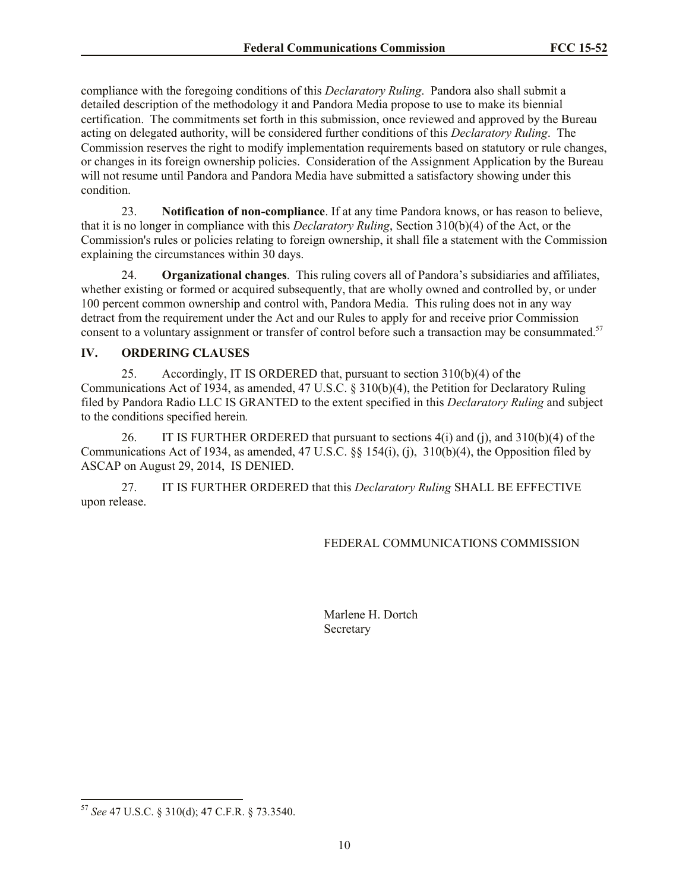compliance with the foregoing conditions of this *Declaratory Ruling*. Pandora also shall submit a detailed description of the methodology it and Pandora Media propose to use to make its biennial certification. The commitments set forth in this submission, once reviewed and approved by the Bureau acting on delegated authority, will be considered further conditions of this *Declaratory Ruling*. The Commission reserves the right to modify implementation requirements based on statutory or rule changes, or changes in its foreign ownership policies. Consideration of the Assignment Application by the Bureau will not resume until Pandora and Pandora Media have submitted a satisfactory showing under this condition.

23. **Notification of non-compliance**. If at any time Pandora knows, or has reason to believe, that it is no longer in compliance with this *Declaratory Ruling*, Section 310(b)(4) of the Act, or the Commission's rules or policies relating to foreign ownership, it shall file a statement with the Commission explaining the circumstances within 30 days.

24. **Organizational changes**. This ruling covers all of Pandora's subsidiaries and affiliates, whether existing or formed or acquired subsequently, that are wholly owned and controlled by, or under 100 percent common ownership and control with, Pandora Media. This ruling does not in any way detract from the requirement under the Act and our Rules to apply for and receive prior Commission consent to a voluntary assignment or transfer of control before such a transaction may be consummated.[57]

## IV. ORDERING CLAUSES

25. Accordingly, IT IS ORDERED that, pursuant to section 310(b)(4) of the Communications Act of 1934, as amended, 47 U.S.C. § 310(b)(4), the Petition for Declaratory Ruling filed by Pandora Radio LLC IS GRANTED to the extent specified in this *Declaratory Ruling* and subject to the conditions specified herein.

26. IT IS FURTHER ORDERED that pursuant to sections 4(i) and (j), and 310(b)(4) of the Communications Act of 1934, as amended, 47 U.S.C. §§ 154(i), (j), 310(b)(4), the Opposition filed by ASCAP on August 29, 2014, IS DENIED.

27. IT IS FURTHER ORDERED that this *Declaratory Ruling* SHALL BE EFFECTIVE upon release.

FEDERAL COMMUNICATIONS COMMISSION

Marlene H. Dortch
Secretary

---

[57] *See* 47 U.S.C. § 310(d); 47 C.F.R. § 73.3540.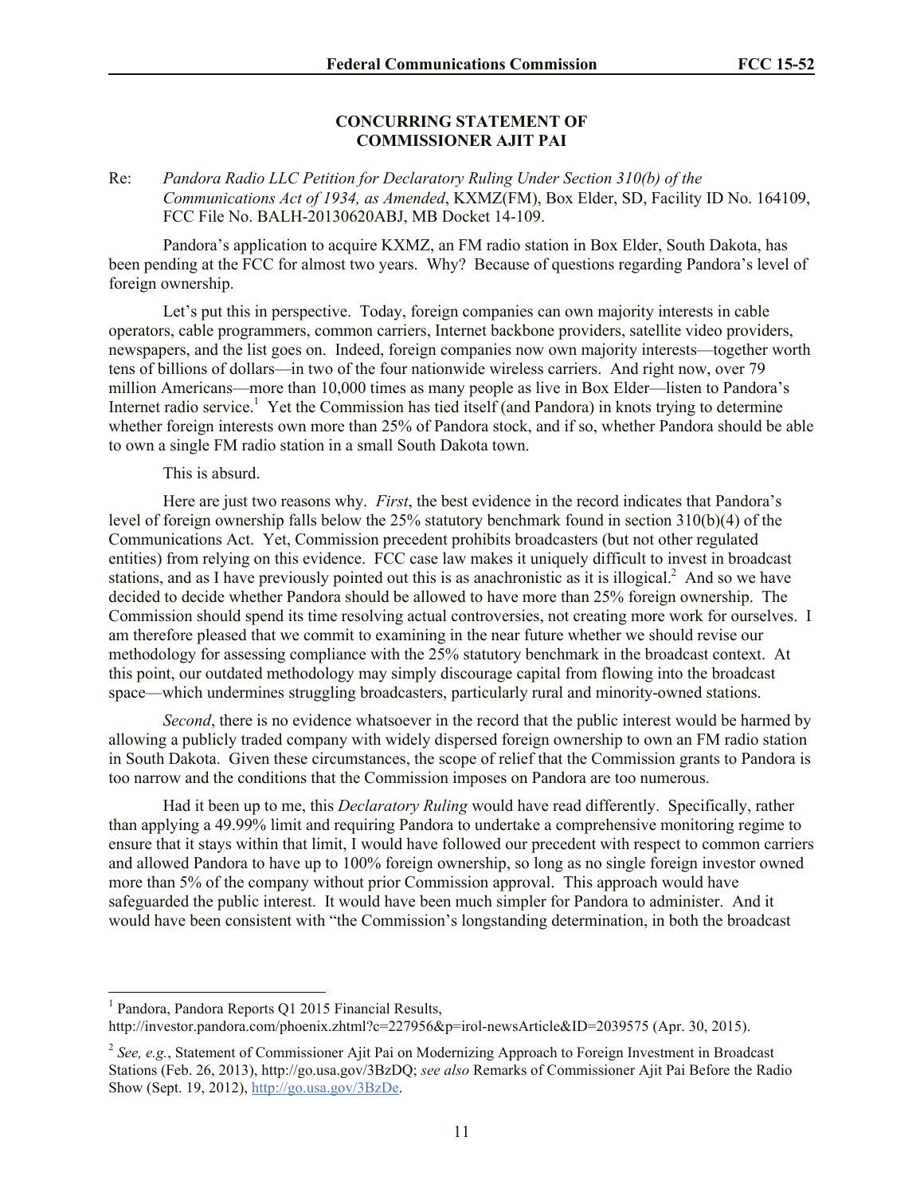## CONCURRING STATEMENT OF COMMISSIONER AJIT PAI

Re: *Pandora Radio LLC Petition for Declaratory Ruling Under Section 310(b) of the Communications Act of 1934, as Amended*, KXMZ(FM), Box Elder, SD, Facility ID No. 164109, FCC File No. BALH-20130620ABJ, MB Docket 14-109.

Pandora's application to acquire KXMZ, an FM radio station in Box Elder, South Dakota, has been pending at the FCC for almost two years. Why? Because of questions regarding Pandora's level of foreign ownership.

Let's put this in perspective. Today, foreign companies can own majority interests in cable operators, cable programmers, common carriers, Internet backbone providers, satellite video providers, newspapers, and the list goes on. Indeed, foreign companies now own majority interests—together worth tens of billions of dollars—in two of the four nationwide wireless carriers. And right now, over 79 million Americans—more than 10,000 times as many people as live in Box Elder—listen to Pandora's Internet radio service.[1] Yet the Commission has tied itself (and Pandora) in knots trying to determine whether foreign interests own more than 25% of Pandora stock, and if so, whether Pandora should be able to own a single FM radio station in a small South Dakota town.

This is absurd.

Here are just two reasons why. *First*, the best evidence in the record indicates that Pandora's level of foreign ownership falls below the 25% statutory benchmark found in section 310(b)(4) of the Communications Act. Yet, Commission precedent prohibits broadcasters (but not other regulated entities) from relying on this evidence. FCC case law makes it uniquely difficult to invest in broadcast stations, and as I have previously pointed out this is as anachronistic as it is illogical.[2] And so we have decided to decide whether Pandora should be allowed to have more than 25% foreign ownership. The Commission should spend its time resolving actual controversies, not creating more work for ourselves. I am therefore pleased that we commit to examining in the near future whether we should revise our methodology for assessing compliance with the 25% statutory benchmark in the broadcast context. At this point, our outdated methodology may simply discourage capital from flowing into the broadcast space—which undermines struggling broadcasters, particularly rural and minority-owned stations.

*Second*, there is no evidence whatsoever in the record that the public interest would be harmed by allowing a publicly traded company with widely dispersed foreign ownership to own an FM radio station in South Dakota. Given these circumstances, the scope of relief that the Commission grants to Pandora is too narrow and the conditions that the Commission imposes on Pandora are too numerous.

Had it been up to me, this *Declaratory Ruling* would have read differently. Specifically, rather than applying a 49.99% limit and requiring Pandora to undertake a comprehensive monitoring regime to ensure that it stays within that limit, I would have followed our precedent with respect to common carriers and allowed Pandora to have up to 100% foreign ownership, so long as no single foreign investor owned more than 5% of the company without prior Commission approval. This approach would have safeguarded the public interest. It would have been much simpler for Pandora to administer. And it would have been consistent with "the Commission's longstanding determination, in both the broadcast

---

[1] Pandora, Pandora Reports Q1 2015 Financial Results, http://investor.pandora.com/phoenix.zhtml?c=227956&p=irol-newsArticle&ID=2039575 (Apr. 30, 2015).

[2] *See, e.g.*, Statement of Commissioner Ajit Pai on Modernizing Approach to Foreign Investment in Broadcast Stations (Feb. 26, 2013), http://go.usa.gov/3BzDQ; *see also* Remarks of Commissioner Ajit Pai Before the Radio Show (Sept. 19, 2012), http://go.usa.gov/3BzDe.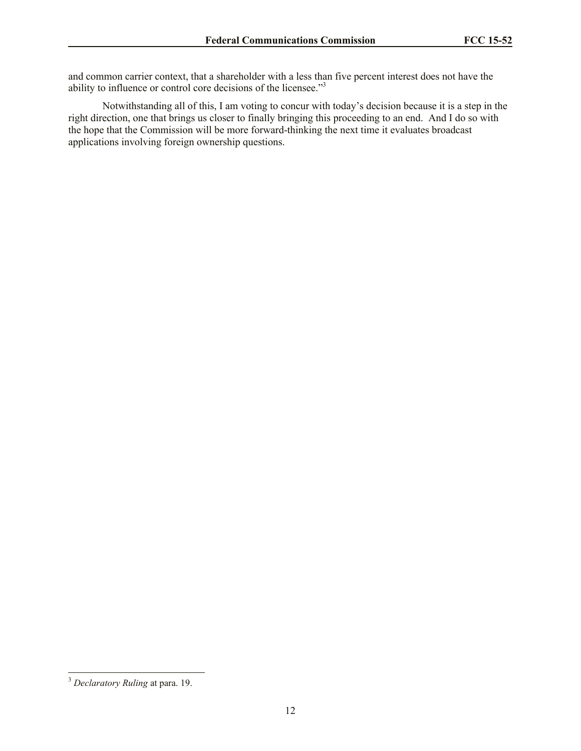and common carrier context, that a shareholder with a less than five percent interest does not have the ability to influence or control core decisions of the licensee."[3]

Notwithstanding all of this, I am voting to concur with today's decision because it is a step in the right direction, one that brings us closer to finally bringing this proceeding to an end. And I do so with the hope that the Commission will be more forward-thinking the next time it evaluates broadcast applications involving foreign ownership questions.

---

[3] *Declaratory Ruling* at para. 19.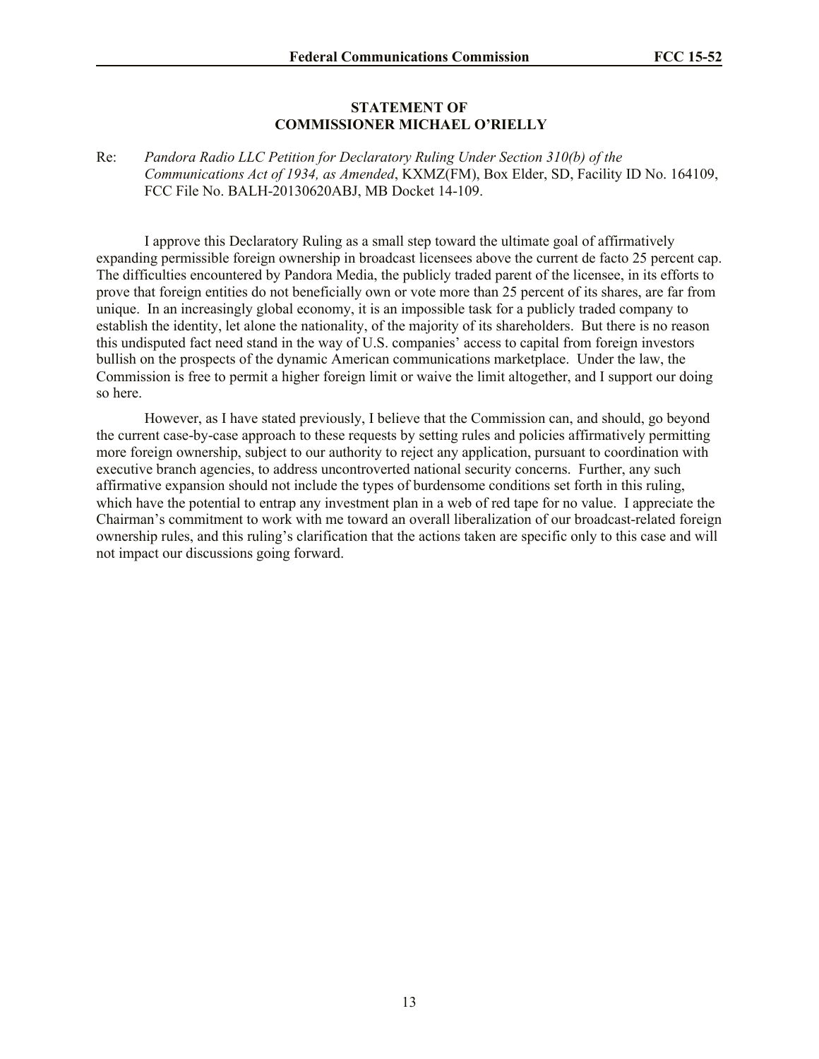## STATEMENT OF
## COMMISSIONER MICHAEL O'RIELLY

Re: *Pandora Radio LLC Petition for Declaratory Ruling Under Section 310(b) of the Communications Act of 1934, as Amended*, KXMZ(FM), Box Elder, SD, Facility ID No. 164109, FCC File No. BALH-20130620ABJ, MB Docket 14-109.

I approve this Declaratory Ruling as a small step toward the ultimate goal of affirmatively expanding permissible foreign ownership in broadcast licensees above the current de facto 25 percent cap. The difficulties encountered by Pandora Media, the publicly traded parent of the licensee, in its efforts to prove that foreign entities do not beneficially own or vote more than 25 percent of its shares, are far from unique. In an increasingly global economy, it is an impossible task for a publicly traded company to establish the identity, let alone the nationality, of the majority of its shareholders. But there is no reason this undisputed fact need stand in the way of U.S. companies' access to capital from foreign investors bullish on the prospects of the dynamic American communications marketplace. Under the law, the Commission is free to permit a higher foreign limit or waive the limit altogether, and I support our doing so here.

However, as I have stated previously, I believe that the Commission can, and should, go beyond the current case-by-case approach to these requests by setting rules and policies affirmatively permitting more foreign ownership, subject to our authority to reject any application, pursuant to coordination with executive branch agencies, to address uncontroverted national security concerns. Further, any such affirmative expansion should not include the types of burdensome conditions set forth in this ruling, which have the potential to entrap any investment plan in a web of red tape for no value. I appreciate the Chairman's commitment to work with me toward an overall liberalization of our broadcast-related foreign ownership rules, and this ruling's clarification that the actions taken are specific only to this case and will not impact our discussions going forward.